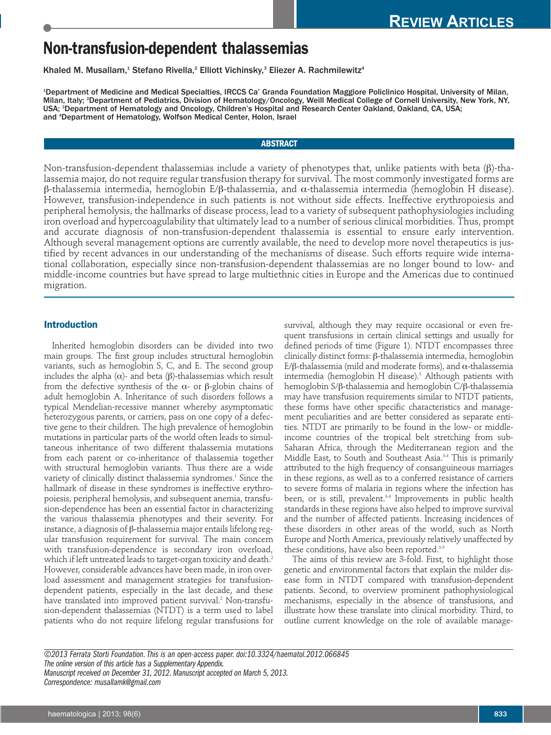# Non-transfusion-dependent thalassemias

Khaled M. Musallam,[1] Stefano Rivella,[2] Elliott Vichinsky,[3] Eliezer A. Rachmilewitz[4]

[1]Department of Medicine and Medical Specialties, IRCCS Ca' Granda Foundation Maggiore Policlinico Hospital, University of Milan, Milan, Italy; [2]Department of Pediatrics, Division of Hematology/Oncology, Weill Medical College of Cornell University, New York, NY, USA; [3]Department of Hematology and Oncology, Children's Hospital and Research Center Oakland, Oakland, CA, USA; and [4]Department of Hematology, Wolfson Medical Center, Holon, Israel

## ABSTRACT

Non-transfusion-dependent thalassemias include a variety of phenotypes that, unlike patients with beta (β)-thalassemia major, do not require regular transfusion therapy for survival. The most commonly investigated forms are β-thalassemia intermedia, hemoglobin E/β-thalassemia, and α-thalassemia intermedia (hemoglobin H disease). However, transfusion-independence in such patients is not without side effects. Ineffective erythropoiesis and peripheral hemolysis, the hallmarks of disease process, lead to a variety of subsequent pathophysiologies including iron overload and hypercoagulability that ultimately lead to a number of serious clinical morbidities. Thus, prompt and accurate diagnosis of non-transfusion-dependent thalassemia is essential to ensure early intervention. Although several management options are currently available, the need to develop more novel therapeutics is justified by recent advances in our understanding of the mechanisms of disease. Such efforts require wide international collaboration, especially since non-transfusion-dependent thalassemias are no longer bound to low- and middle-income countries but have spread to large multiethnic cities in Europe and the Americas due to continued migration.

## Introduction

Inherited hemoglobin disorders can be divided into two main groups. The first group includes structural hemoglobin variants, such as hemoglobin S, C, and E. The second group includes the alpha (α)- and beta (β)-thalassemias which result from the defective synthesis of the α- or β-globin chains of adult hemoglobin A. Inheritance of such disorders follows a typical Mendelian-recessive manner whereby asymptomatic heterozygous parents, or carriers, pass on one copy of a defective gene to their children. The high prevalence of hemoglobin mutations in particular parts of the world often leads to simultaneous inheritance of two different thalassemia mutations from each parent or co-inheritance of thalassemia together with structural hemoglobin variants. Thus there are a wide variety of clinically distinct thalassemia syndromes.[1] Since the hallmark of disease in these syndromes is ineffective erythropoiesis, peripheral hemolysis, and subsequent anemia, transfusion-dependence has been an essential factor in characterizing the various thalassemia phenotypes and their severity. For instance, a diagnosis of β-thalassemia major entails lifelong regular transfusion requirement for survival. The main concern with transfusion-dependence is secondary iron overload, which if left untreated leads to target-organ toxicity and death.[2] However, considerable advances have been made, in iron overload assessment and management strategies for transfusion-dependent patients, especially in the last decade, and these have translated into improved patient survival.[2] Non-transfusion-dependent thalassemias (NTDT) is a term used to label patients who do not require lifelong regular transfusions for survival, although they may require occasional or even frequent transfusions in certain clinical settings and usually for defined periods of time (Figure 1). NTDT encompasses three clinically distinct forms: β-thalassemia intermedia, hemoglobin E/β-thalassemia (mild and moderate forms), and α-thalassemia intermedia (hemoglobin H disease).[3] Although patients with hemoglobin S/β-thalassemia and hemoglobin C/β-thalassemia may have transfusion requirements similar to NTDT patients, these forms have other specific characteristics and management peculiarities and are better considered as separate entities. NTDT are primarily to be found in the low- or middle-income countries of the tropical belt stretching from sub-Saharan Africa, through the Mediterranean region and the Middle East, to South and Southeast Asia.[3-4] This is primarily attributed to the high frequency of consanguineous marriages in these regions, as well as to a conferred resistance of carriers to severe forms of malaria in regions where the infection has been, or is still, prevalent.[3-4] Improvements in public health standards in these regions have also helped to improve survival and the number of affected patients. Increasing incidences of these disorders in other areas of the world, such as North Europe and North America, previously relatively unaffected by these conditions, have also been reported.[3-5]

The aims of this review are 3-fold. First, to highlight those genetic and environmental factors that explain the milder disease form in NTDT compared with transfusion-dependent patients. Second, to overview prominent pathophysiological mechanisms, especially in the absence of transfusions, and illustrate how these translate into clinical morbidity. Third, to outline current knowledge on the role of available manage-

*©2013 Ferrata Storti Foundation. This is an open-access paper. doi:10.3324/haematol.2012.066845*
*The online version of this article has a Supplementary Appendix.*
*Manuscript received on December 31, 2012. Manuscript accepted on March 5, 2013.*
*Correspondence: musallamk@gmail.com*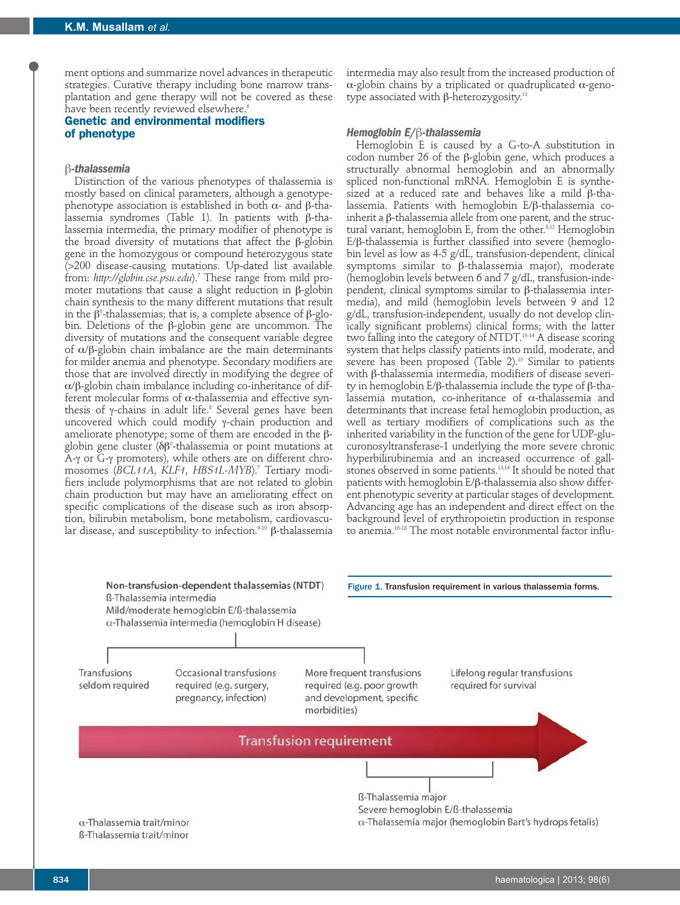ment options and summarize novel advances in therapeutic strategies. Curative therapy including bone marrow transplantation and gene therapy will not be covered as these have been recently reviewed elsewhere.[6]

## Genetic and environmental modifiers of phenotype

### β-thalassemia

Distinction of the various phenotypes of thalassemia is mostly based on clinical parameters, although a genotype-phenotype association is established in both α- and β-thalassemia syndromes (Table 1). In patients with β-thalassemia intermedia, the primary modifier of phenotype is the broad diversity of mutations that affect the β-globin gene in the homozygous or compound heterozygous state (>200 disease-causing mutations. Up-dated list available from: *http://globin.cse.psu.edu*).[7] These range from mild promoter mutations that cause a slight reduction in β-globin chain synthesis to the many different mutations that result in the $\beta^0$-thalassemias; that is, a complete absence of β-globin. Deletions of the β-globin gene are uncommon. The diversity of mutations and the consequent variable degree of α/β-globin chain imbalance are the main determinants for milder anemia and phenotype. Secondary modifiers are those that are involved directly in modifying the degree of α/β-globin chain imbalance including co-inheritance of different molecular forms of α-thalassemia and effective synthesis of γ-chains in adult life.[8] Several genes have been uncovered which could modify γ-chain production and ameliorate phenotype; some of them are encoded in the β-globin gene cluster ($\delta\beta^0$-thalassemia or point mutations at A-γ or G-γ promoters), while others are on different chromosomes (*BCL11A, KLF1, HBS1L-MYB*).[7] Tertiary modifiers include polymorphisms that are not related to globin chain production but may have an ameliorating effect on specific complications of the disease such as iron absorption, bilirubin metabolism, bone metabolism, cardiovascular disease, and susceptibility to infection.[9-10] β-thalassemia intermedia may also result from the increased production of α-globin chains by a triplicated or quadruplicated α-genotype associated with β-heterozygosity.[11]

### Hemoglobin E/β-thalassemia

Hemoglobin E is caused by a G-to-A substitution in codon number 26 of the β-globin gene, which produces a structurally abnormal hemoglobin and an abnormally spliced non-functional mRNA. Hemoglobin E is synthesized at a reduced rate and behaves like a mild β-thalassemia. Patients with hemoglobin E/β-thalassemia co-inherit a β-thalassemia allele from one parent, and the structural variant, hemoglobin E, from the other.[8,12] Hemoglobin E/β-thalassemia is further classified into severe (hemoglobin level as low as 4-5 g/dL, transfusion-dependent, clinical symptoms similar to β-thalassemia major), moderate (hemoglobin levels between 6 and 7 g/dL, transfusion-independent, clinical symptoms similar to β-thalassemia intermedia), and mild (hemoglobin levels between 9 and 12 g/dL, transfusion-independent, usually do not develop clinically significant problems) clinical forms; with the latter two falling into the category of NTDT.[13-14] A disease scoring system that helps classify patients into mild, moderate, and severe has been proposed (Table 2).[15] Similar to patients with β-thalassemia intermedia, modifiers of disease severity in hemoglobin E/β-thalassemia include the type of β-thalassemia mutation, co-inheritance of α-thalassemia and determinants that increase fetal hemoglobin production, as well as tertiary modifiers of complications such as the inherited variability in the function of the gene for UDP-glucuronosyltransferase-1 underlying the more severe chronic hyperbilirubinemia and an increased occurrence of gallstones observed in some patients.[13,14] It should be noted that patients with hemoglobin E/β-thalassemia also show different phenotypic severity at particular stages of development. Advancing age has an independent and direct effect on the background level of erythropoietin production in response to anemia.[16-18] The most notable environmental factor influ-

Non-transfusion-dependent thalassemias (NTDT)
ß-Thalassemia intermedia
Mild/moderate hemoglobin E/ß-thalassemia
α-Thalassemia intermedia (hemoglobin H disease)

Transfusions seldom required | Occasional transfusions required (e.g. surgery, pregnancy, infection) | More frequent transfusions required (e.g. poor growth and development, specific morbidities) | Lifelong regular transfusions required for survival

Transfusion requirement

ß-Thalassemia major
Severe hemoglobin E/ß-thalassemia
α-Thalassemia major (hemoglobin Bart's hydrops fetalis)

α-Thalassemia trait/minor
ß-Thalassemia trait/minor

Figure 1. Transfusion requirement in various thalassemia forms.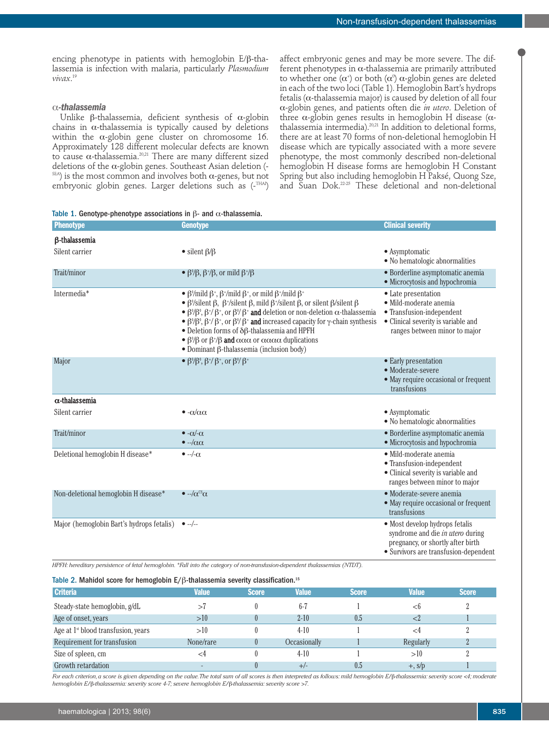encing phenotype in patients with hemoglobin E/β-thalassemia is infection with malaria, particularly *Plasmodium vivax*.[19]

### α-thalassemia

Unlike β-thalassemia, deficient synthesis of α-globin chains in α-thalassemia is typically caused by deletions within the α-globin gene cluster on chromosome 16. Approximately 128 different molecular defects are known to cause α-thalassemia.[20,21] There are many different sized deletions of the α-globin genes. Southeast Asian deletion ($-^{SEA}$) is the most common and involves both α-genes, but not embryonic globin genes. Larger deletions such as ($-^{THAI}$) affect embryonic genes and may be more severe. The different phenotypes in α-thalassemia are primarily attributed to whether one ($\alpha^+$) or both ($\alpha^0$) α-globin genes are deleted in each of the two loci (Table 1). Hemoglobin Bart's hydrops fetalis (α-thalassemia major) is caused by deletion of all four α-globin genes, and patients often die *in utero*. Deletion of three α-globin genes results in hemoglobin H disease (α-thalassemia intermedia).[20,21] In addition to deletional forms, there are at least 70 forms of non-deletional hemoglobin H disease which are typically associated with a more severe phenotype, the most commonly described non-deletional hemoglobin H disease forms are hemoglobin H Constant Spring but also including hemoglobin H Paksé, Quong Sze, and Suan Dok.[22-25] These deletional and non-deletional

**Table 1.** Genotype-phenotype associations in β- and α-thalassemia.

| Phenotype | Genotype | Clinical severity |
|---|---|---|
| **β-thalassemia** | | |
| Silent carrier | • silent β/β | • Asymptomatic<br>• No hematologic abnormalities |
| Trait/minor | • $\beta^0/\beta$, $\beta^+/\beta$, or mild $\beta^+/\beta$ | • Borderline asymptomatic anemia<br>• Microcytosis and hypochromia |
| Intermedia* | • $\beta^0$/mild $\beta^+$, $\beta^+$/mild $\beta^+$, or mild $\beta^+$/mild $\beta^+$<br>• $\beta^0$/silent β, $\beta^+$/silent β, mild $\beta^+$/silent β, or silent β/silent β<br>• $\beta^0/\beta^0$, $\beta^+/\beta^+$, or $\beta^0/\beta^+$ **and** deletion or non-deletion α-thalassemia<br>• $\beta^0/\beta^0$, $\beta^+/\beta^+$, or $\beta^0/\beta^+$ **and** increased capacity for γ-chain synthesis<br>• Deletion forms of δβ-thalassemia and HPFH<br>• $\beta^0/\beta$ or $\beta^+/\beta$ **and** ααα or αααα duplications<br>• Dominant β-thalassemia (inclusion body) | • Late presentation<br>• Mild-moderate anemia<br>• Transfusion-independent<br>• Clinical severity is variable and ranges between minor to major |
| Major | • $\beta^0/\beta^0$, $\beta^+/\beta^+$, or $\beta^0/\beta^+$ | • Early presentation<br>• Moderate-severe<br>• May require occasional or frequent transfusions |
| **α-thalassemia** | | |
| Silent carrier | • -α/αα | • Asymptomatic<br>• No hematologic abnormalities |
| Trait/minor | • -α/-α<br>• --/αα | • Borderline asymptomatic anemia<br>• Microcytosis and hypochromia |
| Deletional hemoglobin H disease* | • --/-α | • Mild-moderate anemia<br>• Transfusion-independent<br>• Clinical severity is variable and ranges between minor to major |
| Non-deletional hemoglobin H disease* | • $--/\alpha^{CS}\alpha$ | • Moderate-severe anemia<br>• May require occasional or frequent transfusions |
| Major (hemoglobin Bart's hydrops fetalis) | • --/-- | • Most develop hydrops fetalis syndrome and die *in utero* during pregnancy, or shortly after birth<br>• Survivors are transfusion-dependent |

*HPFH: hereditary persistence of fetal hemoglobin. *Fall into the category of non-transfusion-dependent thalassemias (NTDT).*

**Table 2.** Mahidol score for hemoglobin E/β-thalassemia severity classification.[15]

| Criteria | Value | Score | Value | Score | Value | Score |
|---|---|---|---|---|---|---|
| Steady-state hemoglobin, g/dL | >7 | 0 | 6-7 | 1 | <6 | 2 |
| Age of onset, years | >10 | 0 | 2-10 | 0.5 | <2 | 1 |
| Age at 1st blood transfusion, years | >10 | 0 | 4-10 | 1 | <4 | 2 |
| Requirement for transfusion | None/rare | 0 | Occasionally | 1 | Regularly | 2 |
| Size of spleen, cm | <4 | 0 | 4-10 | 1 | >10 | 2 |
| Growth retardation | - | 0 | +/- | 0.5 | +, s/p | 1 |

*For each criterion, a score is given depending on the value. The total sum of all scores is then interpreted as follows: mild hemoglobin E/β-thalassemia: severity score <4; moderate hemoglobin E/β-thalassemia: severity score 4-7; severe hemoglobin E/β-thalassemia: severity score >7.*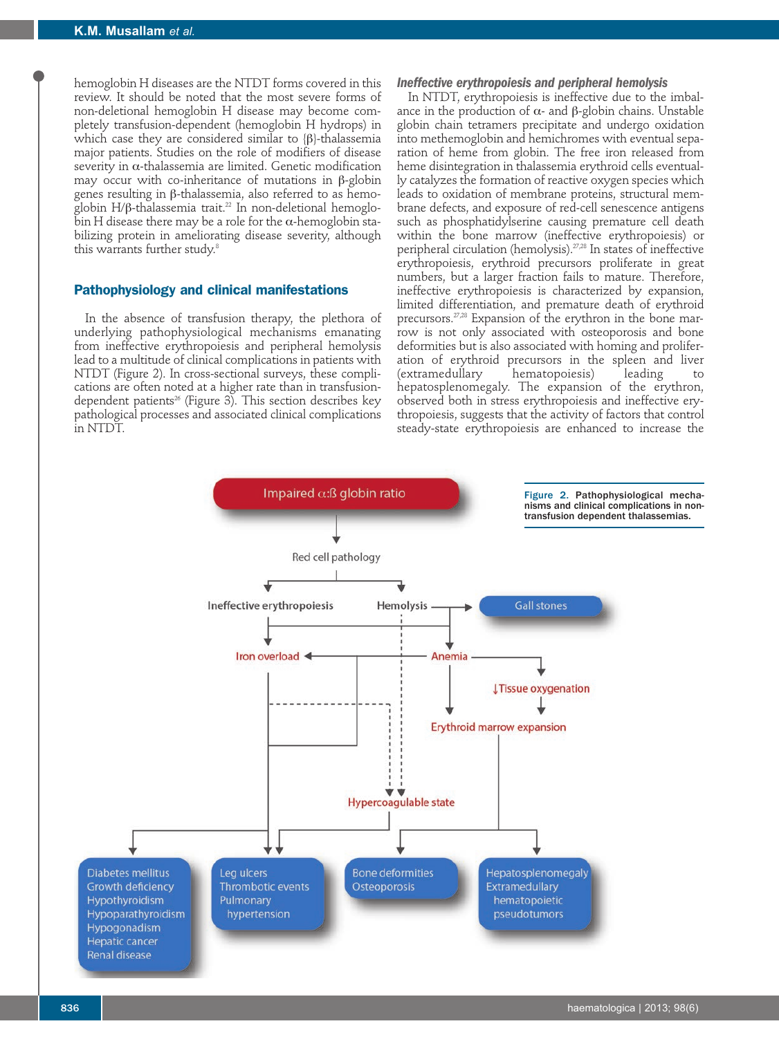hemoglobin H diseases are the NTDT forms covered in this review. It should be noted that the most severe forms of non-deletional hemoglobin H disease may become completely transfusion-dependent (hemoglobin H hydrops) in which case they are considered similar to (β)-thalassemia major patients. Studies on the role of modifiers of disease severity in α-thalassemia are limited. Genetic modification may occur with co-inheritance of mutations in β-globin genes resulting in β-thalassemia, also referred to as hemoglobin H/β-thalassemia trait.[22] In non-deletional hemoglobin H disease there may be a role for the α-hemoglobin stabilizing protein in ameliorating disease severity, although this warrants further study.[8]

## Pathophysiology and clinical manifestations

In the absence of transfusion therapy, the plethora of underlying pathophysiological mechanisms emanating from ineffective erythropoiesis and peripheral hemolysis lead to a multitude of clinical complications in patients with NTDT (Figure 2). In cross-sectional surveys, these complications are often noted at a higher rate than in transfusion-dependent patients[26] (Figure 3). This section describes key pathological processes and associated clinical complications in NTDT.

### *Ineffective erythropoiesis and peripheral hemolysis*

In NTDT, erythropoiesis is ineffective due to the imbalance in the production of α- and β-globin chains. Unstable globin chain tetramers precipitate and undergo oxidation into methemoglobin and hemichromes with eventual separation of heme from globin. The free iron released from heme disintegration in thalassemia erythroid cells eventually catalyzes the formation of reactive oxygen species which leads to oxidation of membrane proteins, structural membrane defects, and exposure of red-cell senescence antigens such as phosphatidylserine causing premature cell death within the bone marrow (ineffective erythropoiesis) or peripheral circulation (hemolysis).[27,28] In states of ineffective erythropoiesis, erythroid precursors proliferate in great numbers, but a larger fraction fails to mature. Therefore, ineffective erythropoiesis is characterized by expansion, limited differentiation, and premature death of erythroid precursors.[27,28] Expansion of the erythron in the bone marrow is not only associated with osteoporosis and bone deformities but is also associated with homing and proliferation of erythroid precursors in the spleen and liver (extramedullary hematopoiesis) leading to hepatosplenomegaly. The expansion of the erythron, observed both in stress erythropoiesis and ineffective erythropoiesis, suggests that the activity of factors that control steady-state erythropoiesis are enhanced to increase the

Impaired α:ß globin ratio → Red cell pathology → Ineffective erythropoiesis; Hemolysis → Gall stones; Iron overload; Anemia → ↓Tissue oxygenation → Erythroid marrow expansion; Hypercoagulable state

Diabetes mellitus, Growth deficiency, Hypothyroidism, Hypoparathyroidism, Hypogonadism, Hepatic cancer, Renal disease | Leg ulcers, Thrombotic events, Pulmonary hypertension | Bone deformities, Osteoporosis | Hepatosplenomegaly, Extramedullary hematopoietic pseudotumors

**Figure 2.** Pathophysiological mechanisms and clinical complications in non-transfusion dependent thalassemias.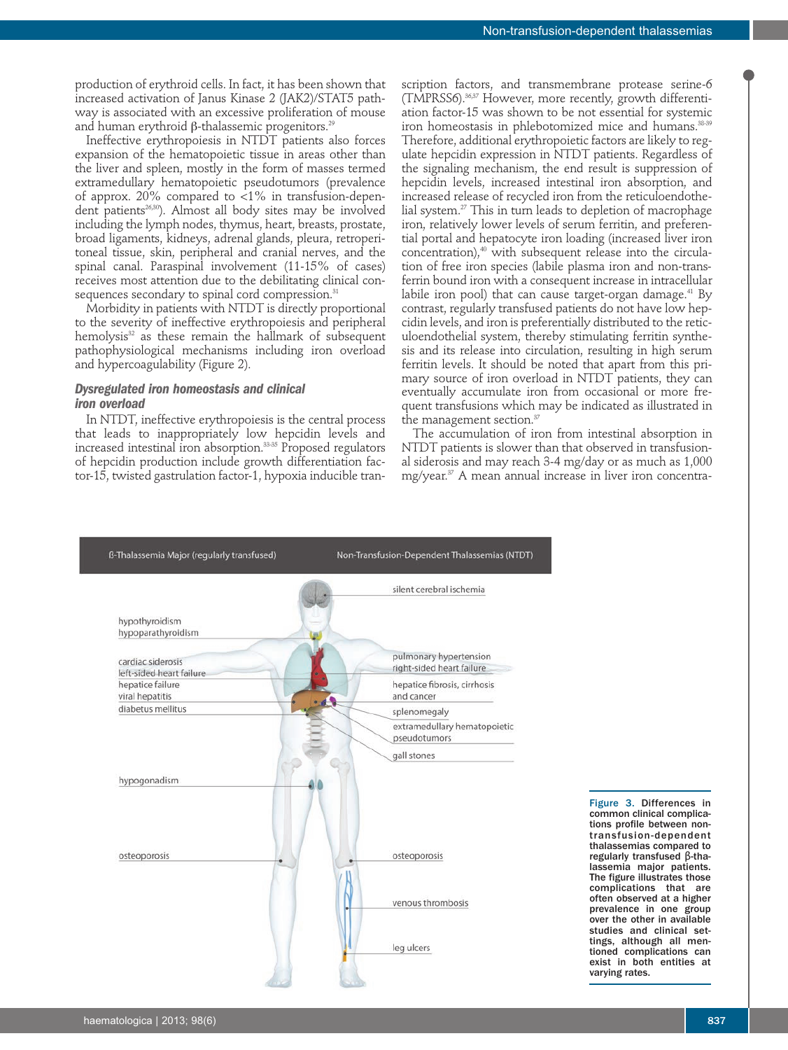production of erythroid cells. In fact, it has been shown that increased activation of Janus Kinase 2 (JAK2)/STAT5 pathway is associated with an excessive proliferation of mouse and human erythroid β-thalassemic progenitors.[29]

Ineffective erythropoiesis in NTDT patients also forces expansion of the hematopoietic tissue in areas other than the liver and spleen, mostly in the form of masses termed extramedullary hematopoietic pseudotumors (prevalence of approx. 20% compared to <1% in transfusion-dependent patients[26,30]). Almost all body sites may be involved including the lymph nodes, thymus, heart, breasts, prostate, broad ligaments, kidneys, adrenal glands, pleura, retroperitoneal tissue, skin, peripheral and cranial nerves, and the spinal canal. Paraspinal involvement (11-15% of cases) receives most attention due to the debilitating clinical consequences secondary to spinal cord compression.[31]

Morbidity in patients with NTDT is directly proportional to the severity of ineffective erythropoiesis and peripheral hemolysis[32] as these remain the hallmark of subsequent pathophysiological mechanisms including iron overload and hypercoagulability (Figure 2).

### *Dysregulated iron homeostasis and clinical iron overload*

In NTDT, ineffective erythropoiesis is the central process that leads to inappropriately low hepcidin levels and increased intestinal iron absorption.[33-35] Proposed regulators of hepcidin production include growth differentiation factor-15, twisted gastrulation factor-1, hypoxia inducible transcription factors, and transmembrane protease serine-6 (TMPRSS6).[36,37] However, more recently, growth differentiation factor-15 was shown to be not essential for systemic iron homeostasis in phlebotomized mice and humans.[38-39] Therefore, additional erythropoietic factors are likely to regulate hepcidin expression in NTDT patients. Regardless of the signaling mechanism, the end result is suppression of hepcidin levels, increased intestinal iron absorption, and increased release of recycled iron from the reticuloendothelial system.[27] This in turn leads to depletion of macrophage iron, relatively lower levels of serum ferritin, and preferential portal and hepatocyte iron loading (increased liver iron concentration),[40] with subsequent release into the circulation of free iron species (labile plasma iron and non-transferrin bound iron with a consequent increase in intracellular labile iron pool) that can cause target-organ damage.[41] By contrast, regularly transfused patients do not have low hepcidin levels, and iron is preferentially distributed to the reticuloendothelial system, thereby stimulating ferritin synthesis and its release into circulation, resulting in high serum ferritin levels. It should be noted that apart from this primary source of iron overload in NTDT patients, they can eventually accumulate iron from occasional or more frequent transfusions which may be indicated as illustrated in the management section.[37]

The accumulation of iron from intestinal absorption in NTDT patients is slower than that observed in transfusional siderosis and may reach 3-4 mg/day or as much as 1,000 mg/year.[37] A mean annual increase in liver iron concentra-

Figure 3. Differences in common clinical complications profile between non-transfusion-dependent thalassemias compared to regularly transfused β-thalassemia major patients. The figure illustrates those complications that are often observed at a higher prevalence in one group over the other in available studies and clinical settings, although all mentioned complications can exist in both entities at varying rates.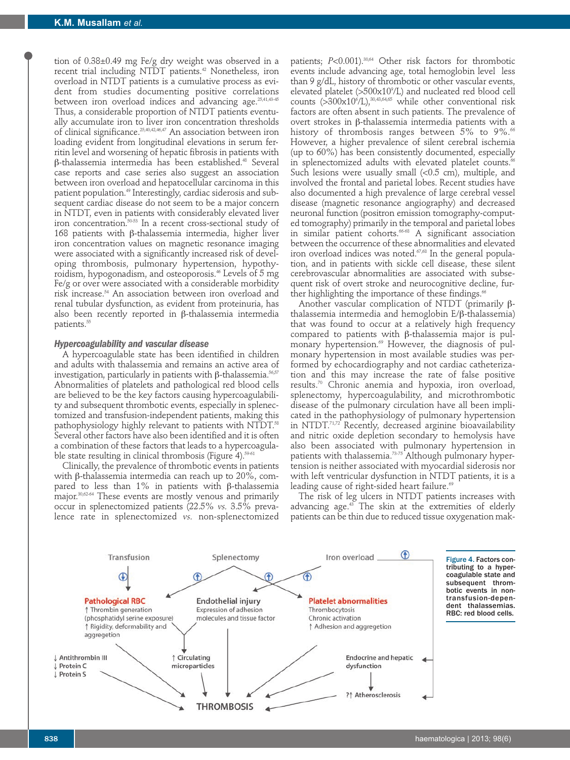tion of 0.38±0.49 mg Fe/g dry weight was observed in a recent trial including NTDT patients.[42] Nonetheless, iron overload in NTDT patients is a cumulative process as evident from studies documenting positive correlations between iron overload indices and advancing age.[25,41,43-45] Thus, a considerable proportion of NTDT patients eventually accumulate iron to liver iron concentration thresholds of clinical significance.[25,40,42,46,47] An association between iron loading evident from longitudinal elevations in serum ferritin level and worsening of hepatic fibrosis in patients with β-thalassemia intermedia has been established.[48] Several case reports and case series also suggest an association between iron overload and hepatocellular carcinoma in this patient population.[49] Interestingly, cardiac siderosis and subsequent cardiac disease do not seem to be a major concern in NTDT, even in patients with considerably elevated liver iron concentration.[50-53] In a recent cross-sectional study of 168 patients with β-thalassemia intermedia, higher liver iron concentration values on magnetic resonance imaging were associated with a significantly increased risk of developing thrombosis, pulmonary hypertension, hypothyroidism, hypogonadism, and osteoporosis.[46] Levels of 5 mg Fe/g or over were associated with a considerable morbidity risk increase.[54] An association between iron overload and renal tubular dysfunction, as evident from proteinuria, has also been recently reported in β-thalassemia intermedia patients.[55]

### Hypercoagulability and vascular disease

A hypercoagulable state has been identified in children and adults with thalassemia and remains an active area of investigation, particularly in patients with β-thalassemia.[56,57] Abnormalities of platelets and pathological red blood cells are believed to be the key factors causing hypercoagulability and subsequent thrombotic events, especially in splenectomized and transfusion-independent patients, making this pathophysiology highly relevant to patients with NTDT.[58] Several other factors have also been identified and it is often a combination of these factors that leads to a hypercoagulable state resulting in clinical thrombosis (Figure 4).[59-61]

Clinically, the prevalence of thrombotic events in patients with β-thalassemia intermedia can reach up to 20%, compared to less than 1% in patients with β-thalassemia major.[30,62-64] These events are mostly venous and primarily occur in splenectomized patients (22.5% *vs.* 3.5% prevalence rate in splenectomized *vs.* non-splenectomized patients; $P<0.001$).[30,64] Other risk factors for thrombotic events include advancing age, total hemoglobin level less than 9 g/dL, history of thrombotic or other vascular events, elevated platelet ($>500\times10^9$/L) and nucleated red blood cell counts ($>300\times10^6$/L),[30,43,64,65] while other conventional risk factors are often absent in such patients. The prevalence of overt strokes in β-thalassemia intermedia patients with a history of thrombosis ranges between 5% to 9%.[66] However, a higher prevalence of silent cerebral ischemia (up to 60%) has been consistently documented, especially in splenectomized adults with elevated platelet counts.[66] Such lesions were usually small (<0.5 cm), multiple, and involved the frontal and parietal lobes. Recent studies have also documented a high prevalence of large cerebral vessel disease (magnetic resonance angiography) and decreased neuronal function (positron emission tomography-computed tomography) primarily in the temporal and parietal lobes in similar patient cohorts.[66-68] A significant association between the occurrence of these abnormalities and elevated iron overload indices was noted.[67,68] In the general population, and in patients with sickle cell disease, these silent cerebrovascular abnormalities are associated with subsequent risk of overt stroke and neurocognitive decline, further highlighting the importance of these findings.[66]

Another vascular complication of NTDT (primarily β-thalassemia intermedia and hemoglobin E/β-thalassemia) that was found to occur at a relatively high frequency compared to patients with β-thalassemia major is pulmonary hypertension.[69] However, the diagnosis of pulmonary hypertension in most available studies was performed by echocardiography and not cardiac catheterization and this may increase the rate of false positive results.[70] Chronic anemia and hypoxia, iron overload, splenectomy, hypercoagulability, and microthrombotic disease of the pulmonary circulation have all been implicated in the pathophysiology of pulmonary hypertension in NTDT.[71,72] Recently, decreased arginine bioavailability and nitric oxide depletion secondary to hemolysis have also been associated with pulmonary hypertension in patients with thalassemia.[73-75] Although pulmonary hypertension is neither associated with myocardial siderosis nor with left ventricular dysfunction in NTDT patients, it is a leading cause of right-sided heart failure.[69]

The risk of leg ulcers in NTDT patients increases with advancing age.[43] The skin at the extremities of elderly patients can be thin due to reduced tissue oxygenation mak-

Transfusion — Splenectomy — Iron overload

**Pathological RBC**
↑ Thrombin generation (phosphatidyl serine exposure)
↑ Rigidity, deformability and aggregation

**Endothelial injury**
Expression of adhesion molecules and tissue factor

**Platelet abnormalities**
Thrombocytosis
Chronic activation
↑ Adhesion and aggregation

↓ Antithrombin III
↓ Protein C
↓ Protein S

↑ Circulating microparticles

Endocrine and hepatic dysfunction

?↑ Atherosclerosis

THROMBOSIS

**Figure 4.** Factors contributing to a hypercoagulable state and subsequent thrombotic events in non-transfusion-dependent thalassemias. RBC: red blood cells.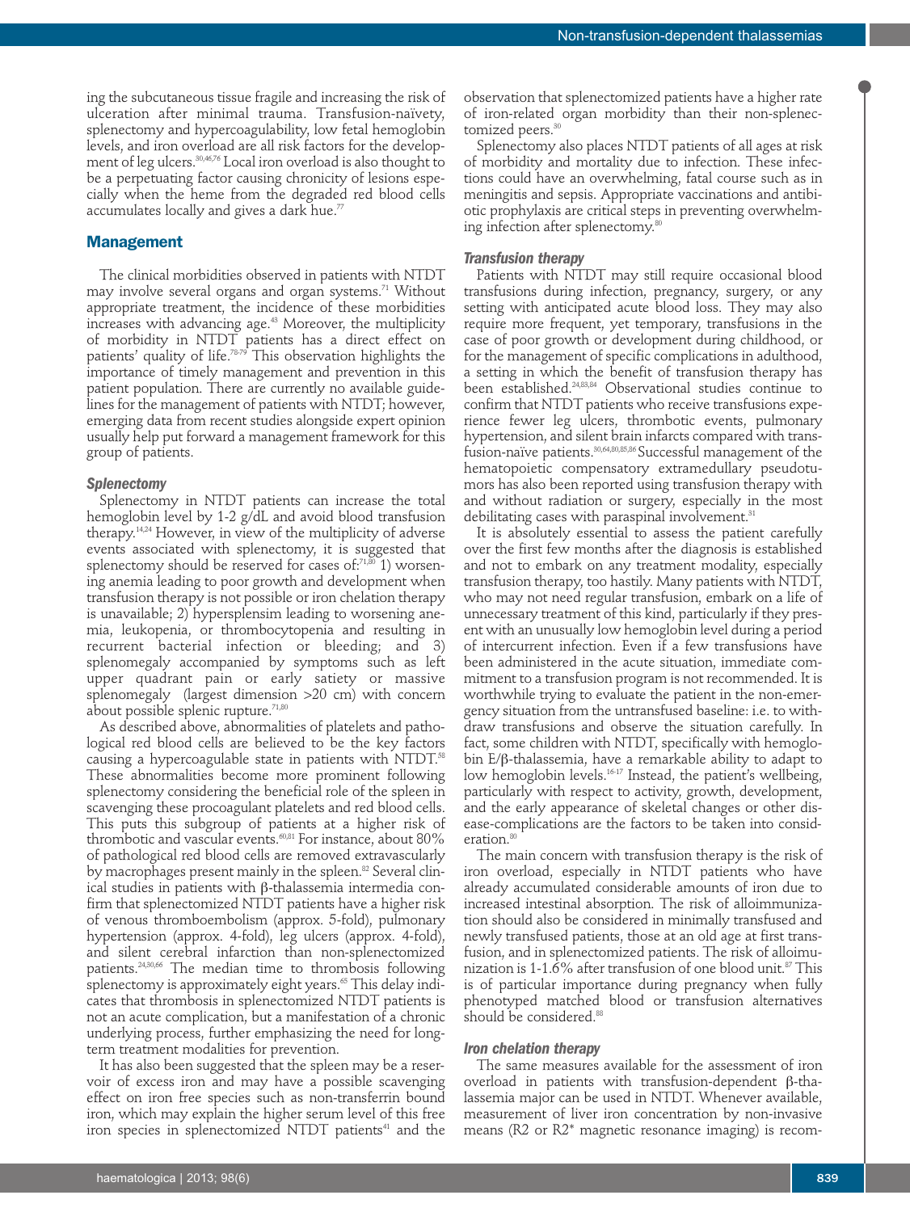ing the subcutaneous tissue fragile and increasing the risk of ulceration after minimal trauma. Transfusion-naïvety, splenectomy and hypercoagulability, low fetal hemoglobin levels, and iron overload are all risk factors for the development of leg ulcers.[30,46,76] Local iron overload is also thought to be a perpetuating factor causing chronicity of lesions especially when the heme from the degraded red blood cells accumulates locally and gives a dark hue.[77]

## Management

The clinical morbidities observed in patients with NTDT may involve several organs and organ systems.[71] Without appropriate treatment, the incidence of these morbidities increases with advancing age.[43] Moreover, the multiplicity of morbidity in NTDT patients has a direct effect on patients' quality of life.[78-79] This observation highlights the importance of timely management and prevention in this patient population. There are currently no available guidelines for the management of patients with NTDT; however, emerging data from recent studies alongside expert opinion usually help put forward a management framework for this group of patients.

### *Splenectomy*

Splenectomy in NTDT patients can increase the total hemoglobin level by 1-2 g/dL and avoid blood transfusion therapy.[14,24] However, in view of the multiplicity of adverse events associated with splenectomy, it is suggested that splenectomy should be reserved for cases of:[71,80] 1) worsening anemia leading to poor growth and development when transfusion therapy is not possible or iron chelation therapy is unavailable; 2) hypersplensim leading to worsening anemia, leukopenia, or thrombocytopenia and resulting in recurrent bacterial infection or bleeding; and 3) splenomegaly accompanied by symptoms such as left upper quadrant pain or early satiety or massive splenomegaly (largest dimension >20 cm) with concern about possible splenic rupture.[71,80]

As described above, abnormalities of platelets and pathological red blood cells are believed to be the key factors causing a hypercoagulable state in patients with NTDT.[58] These abnormalities become more prominent following splenectomy considering the beneficial role of the spleen in scavenging these procoagulant platelets and red blood cells. This puts this subgroup of patients at a higher risk of thrombotic and vascular events.[60,81] For instance, about 80% of pathological red blood cells are removed extravascularly by macrophages present mainly in the spleen.[82] Several clinical studies in patients with β-thalassemia intermedia confirm that splenectomized NTDT patients have a higher risk of venous thromboembolism (approx. 5-fold), pulmonary hypertension (approx. 4-fold), leg ulcers (approx. 4-fold), and silent cerebral infarction than non-splenectomized patients.[24,30,66] The median time to thrombosis following splenectomy is approximately eight years.[65] This delay indicates that thrombosis in splenectomized NTDT patients is not an acute complication, but a manifestation of a chronic underlying process, further emphasizing the need for long-term treatment modalities for prevention.

It has also been suggested that the spleen may be a reservoir of excess iron and may have a possible scavenging effect on iron free species such as non-transferrin bound iron, which may explain the higher serum level of this free iron species in splenectomized NTDT patients[41] and the observation that splenectomized patients have a higher rate of iron-related organ morbidity than their non-splenectomized peers.[30]

Splenectomy also places NTDT patients of all ages at risk of morbidity and mortality due to infection. These infections could have an overwhelming, fatal course such as in meningitis and sepsis. Appropriate vaccinations and antibiotic prophylaxis are critical steps in preventing overwhelming infection after splenectomy.[80]

### *Transfusion therapy*

Patients with NTDT may still require occasional blood transfusions during infection, pregnancy, surgery, or any setting with anticipated acute blood loss. They may also require more frequent, yet temporary, transfusions in the case of poor growth or development during childhood, or for the management of specific complications in adulthood, a setting in which the benefit of transfusion therapy has been established.[24,83,84] Observational studies continue to confirm that NTDT patients who receive transfusions experience fewer leg ulcers, thrombotic events, pulmonary hypertension, and silent brain infarcts compared with transfusion-naïve patients.[30,64,80,85,86] Successful management of the hematopoietic compensatory extramedullary pseudotumors has also been reported using transfusion therapy with and without radiation or surgery, especially in the most debilitating cases with paraspinal involvement.[31]

It is absolutely essential to assess the patient carefully over the first few months after the diagnosis is established and not to embark on any treatment modality, especially transfusion therapy, too hastily. Many patients with NTDT, who may not need regular transfusion, embark on a life of unnecessary treatment of this kind, particularly if they present with an unusually low hemoglobin level during a period of intercurrent infection. Even if a few transfusions have been administered in the acute situation, immediate commitment to a transfusion program is not recommended. It is worthwhile trying to evaluate the patient in the non-emergency situation from the untransfused baseline: i.e. to withdraw transfusions and observe the situation carefully. In fact, some children with NTDT, specifically with hemoglobin E/β-thalassemia, have a remarkable ability to adapt to low hemoglobin levels.[16-17] Instead, the patient's wellbeing, particularly with respect to activity, growth, development, and the early appearance of skeletal changes or other disease-complications are the factors to be taken into consideration.[80]

The main concern with transfusion therapy is the risk of iron overload, especially in NTDT patients who have already accumulated considerable amounts of iron due to increased intestinal absorption. The risk of alloimmunization should also be considered in minimally transfused and newly transfused patients, those at an old age at first transfusion, and in splenectomized patients. The risk of alloimunization is 1-1.6% after transfusion of one blood unit.[87] This is of particular importance during pregnancy when fully phenotyped matched blood or transfusion alternatives should be considered.[88]

### *Iron chelation therapy*

The same measures available for the assessment of iron overload in patients with transfusion-dependent β-thalassemia major can be used in NTDT. Whenever available, measurement of liver iron concentration by non-invasive means (R2 or R2* magnetic resonance imaging) is recom-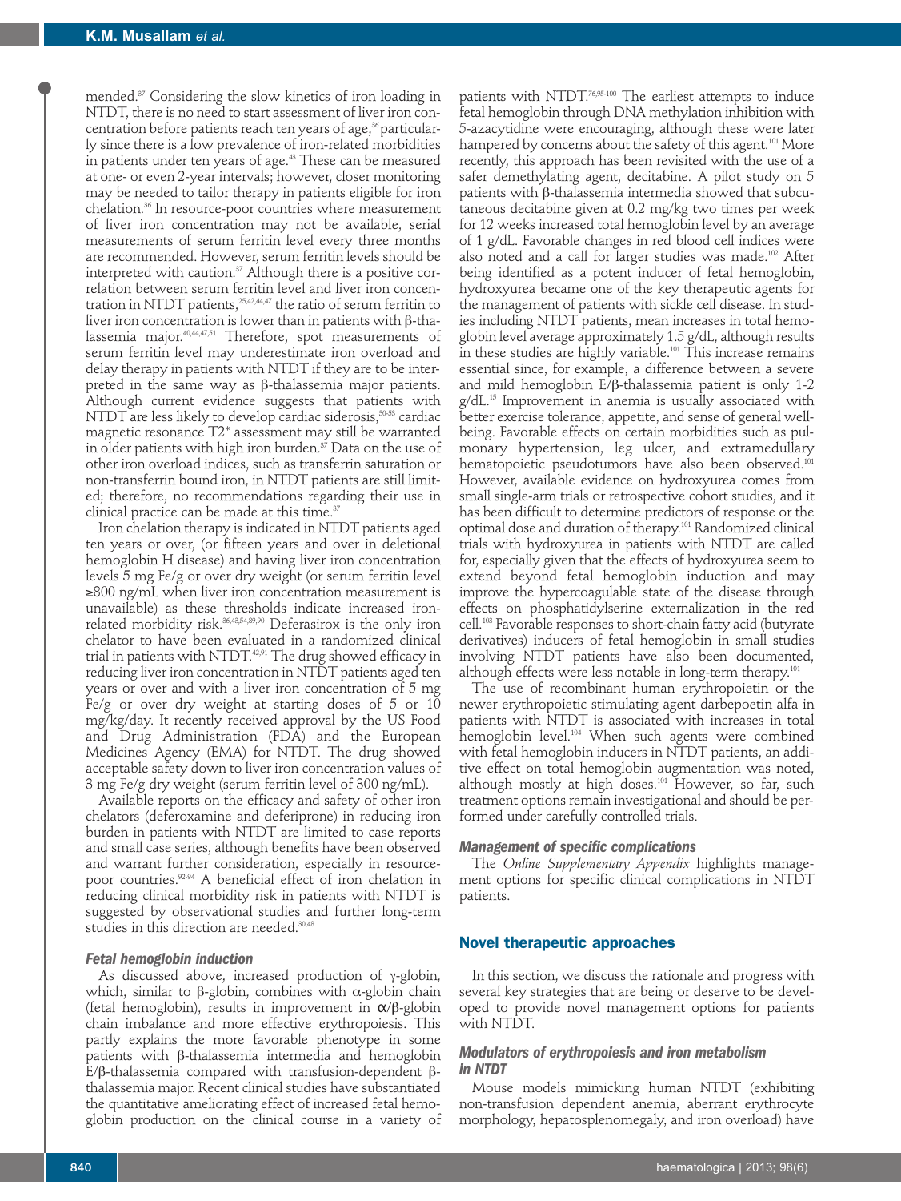mended.[37] Considering the slow kinetics of iron loading in NTDT, there is no need to start assessment of liver iron concentration before patients reach ten years of age,[36] particularly since there is a low prevalence of iron-related morbidities in patients under ten years of age.[43] These can be measured at one- or even 2-year intervals; however, closer monitoring may be needed to tailor therapy in patients eligible for iron chelation.[36] In resource-poor countries where measurement of liver iron concentration may not be available, serial measurements of serum ferritin level every three months are recommended. However, serum ferritin levels should be interpreted with caution.[37] Although there is a positive correlation between serum ferritin level and liver iron concentration in NTDT patients,[25,42,44,47] the ratio of serum ferritin to liver iron concentration is lower than in patients with β-thalassemia major.[40,44,47,51] Therefore, spot measurements of serum ferritin level may underestimate iron overload and delay therapy in patients with NTDT if they are to be interpreted in the same way as β-thalassemia major patients. Although current evidence suggests that patients with NTDT are less likely to develop cardiac siderosis,[50-53] cardiac magnetic resonance T2* assessment may still be warranted in older patients with high iron burden.[37] Data on the use of other iron overload indices, such as transferrin saturation or non-transferrin bound iron, in NTDT patients are still limited; therefore, no recommendations regarding their use in clinical practice can be made at this time.[37]

Iron chelation therapy is indicated in NTDT patients aged ten years or over, (or fifteen years and over in deletional hemoglobin H disease) and having liver iron concentration levels 5 mg Fe/g or over dry weight (or serum ferritin level ≥800 ng/mL when liver iron concentration measurement is unavailable) as these thresholds indicate increased iron-related morbidity risk.[36,43,54,89,90] Deferasirox is the only iron chelator to have been evaluated in a randomized clinical trial in patients with NTDT.[42,91] The drug showed efficacy in reducing liver iron concentration in NTDT patients aged ten years or over and with a liver iron concentration of 5 mg Fe/g or over dry weight at starting doses of 5 or 10 mg/kg/day. It recently received approval by the US Food and Drug Administration (FDA) and the European Medicines Agency (EMA) for NTDT. The drug showed acceptable safety down to liver iron concentration values of 3 mg Fe/g dry weight (serum ferritin level of 300 ng/mL).

Available reports on the efficacy and safety of other iron chelators (deferoxamine and deferiprone) in reducing iron burden in patients with NTDT are limited to case reports and small case series, although benefits have been observed and warrant further consideration, especially in resource-poor countries.[92-94] A beneficial effect of iron chelation in reducing clinical morbidity risk in patients with NTDT is suggested by observational studies and further long-term studies in this direction are needed.[30,48]

### Fetal hemoglobin induction

As discussed above, increased production of γ-globin, which, similar to β-globin, combines with α-globin chain (fetal hemoglobin), results in improvement in α/β-globin chain imbalance and more effective erythropoiesis. This partly explains the more favorable phenotype in some patients with β-thalassemia intermedia and hemoglobin E/β-thalassemia compared with transfusion-dependent β-thalassemia major. Recent clinical studies have substantiated the quantitative ameliorating effect of increased fetal hemoglobin production on the clinical course in a variety of patients with NTDT.[76,95-100] The earliest attempts to induce fetal hemoglobin through DNA methylation inhibition with 5-azacytidine were encouraging, although these were later hampered by concerns about the safety of this agent.[101] More recently, this approach has been revisited with the use of a safer demethylating agent, decitabine. A pilot study on 5 patients with β-thalassemia intermedia showed that subcutaneous decitabine given at 0.2 mg/kg two times per week for 12 weeks increased total hemoglobin level by an average of 1 g/dL. Favorable changes in red blood cell indices were also noted and a call for larger studies was made.[102] After being identified as a potent inducer of fetal hemoglobin, hydroxyurea became one of the key therapeutic agents for the management of patients with sickle cell disease. In studies including NTDT patients, mean increases in total hemoglobin level average approximately 1.5 g/dL, although results in these studies are highly variable.[101] This increase remains essential since, for example, a difference between a severe and mild hemoglobin E/β-thalassemia patient is only 1-2 g/dL.[15] Improvement in anemia is usually associated with better exercise tolerance, appetite, and sense of general well-being. Favorable effects on certain morbidities such as pulmonary hypertension, leg ulcer, and extramedullary hematopoietic pseudotumors have also been observed.[101] However, available evidence on hydroxyurea comes from small single-arm trials or retrospective cohort studies, and it has been difficult to determine predictors of response or the optimal dose and duration of therapy.[101] Randomized clinical trials with hydroxyurea in patients with NTDT are called for, especially given that the effects of hydroxyurea seem to extend beyond fetal hemoglobin induction and may improve the hypercoagulable state of the disease through effects on phosphatidylserine externalization in the red cell.[103] Favorable responses to short-chain fatty acid (butyrate derivatives) inducers of fetal hemoglobin in small studies involving NTDT patients have also been documented, although effects were less notable in long-term therapy.[101]

The use of recombinant human erythropoietin or the newer erythropoietic stimulating agent darbepoetin alfa in patients with NTDT is associated with increases in total hemoglobin level.[104] When such agents were combined with fetal hemoglobin inducers in NTDT patients, an additive effect on total hemoglobin augmentation was noted, although mostly at high doses.[101] However, so far, such treatment options remain investigational and should be performed under carefully controlled trials.

### Management of specific complications

The *Online Supplementary Appendix* highlights management options for specific clinical complications in NTDT patients.

## Novel therapeutic approaches

In this section, we discuss the rationale and progress with several key strategies that are being or deserve to be developed to provide novel management options for patients with NTDT.

### Modulators of erythropoiesis and iron metabolism in NTDT

Mouse models mimicking human NTDT (exhibiting non-transfusion dependent anemia, aberrant erythrocyte morphology, hepatosplenomegaly, and iron overload) have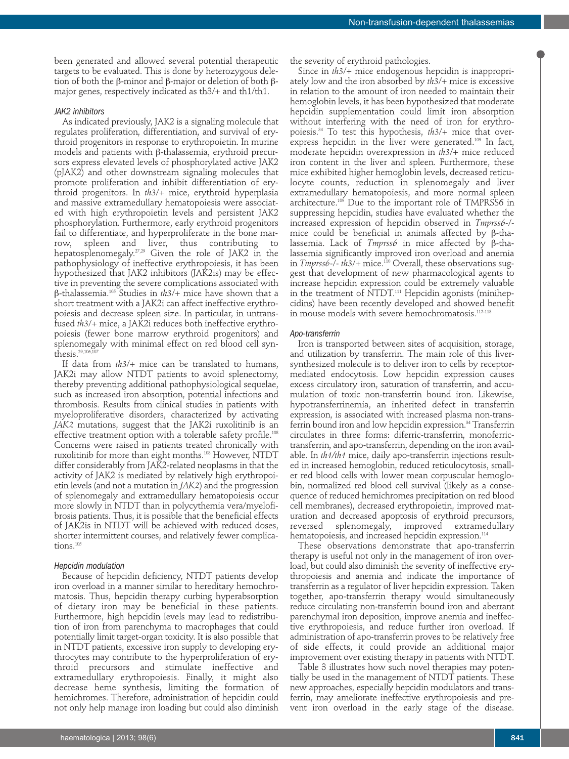been generated and allowed several potential therapeutic targets to be evaluated. This is done by heterozygous deletion of both the β-minor and β-major or deletion of both β-major genes, respectively indicated as th3/+ and th1/th1.

### *JAK2 inhibitors*

As indicated previously, JAK2 is a signaling molecule that regulates proliferation, differentiation, and survival of erythroid progenitors in response to erythropoietin. In murine models and patients with β-thalassemia, erythroid precursors express elevated levels of phosphorylated active JAK2 (pJAK2) and other downstream signaling molecules that promote proliferation and inhibit differentiation of erythroid progenitors. In *th3*/+ mice, erythroid hyperplasia and massive extramedullary hematopoiesis were associated with high erythropoietin levels and persistent JAK2 phosphorylation. Furthermore, early erythroid progenitors fail to differentiate, and hyperproliferate in the bone marrow, spleen and liver, thus contributing to hepatosplenomegaly.[27,29] Given the role of JAK2 in the pathophysiology of ineffective erythropoiesis, it has been hypothesized that JAK2 inhibitors (JAK2is) may be effective in preventing the severe complications associated with β-thalassemia.[105] Studies in *th3*/+ mice have shown that a short treatment with a JAK2i can affect ineffective erythropoiesis and decrease spleen size. In particular, in untransfused *th3*/+ mice, a JAK2i reduces both ineffective erythropoiesis (fewer bone marrow erythroid progenitors) and splenomegaly with minimal effect on red blood cell synthesis.[29,106,107]

If data from *th3*/+ mice can be translated to humans, JAK2i may allow NTDT patients to avoid splenectomy, thereby preventing additional pathophysiological sequelae, such as increased iron absorption, potential infections and thrombosis. Results from clinical studies in patients with myeloproliferative disorders, characterized by activating *JAK2* mutations, suggest that the JAK2i ruxolitinib is an effective treatment option with a tolerable safety profile.[108] Concerns were raised in patients treated chronically with ruxolitinib for more than eight months.[108] However, NTDT differ considerably from JAK2-related neoplasms in that the activity of JAK2 is mediated by relatively high erythropoietin levels (and not a mutation in *JAK2*) and the progression of splenomegaly and extramedullary hematopoiesis occur more slowly in NTDT than in polycythemia vera/myelofibrosis patients. Thus, it is possible that the beneficial effects of JAK2is in NTDT will be achieved with reduced doses, shorter intermittent courses, and relatively fewer complications.[105]

### *Hepcidin modulation*

Because of hepcidin deficiency, NTDT patients develop iron overload in a manner similar to hereditary hemochromatosis. Thus, hepcidin therapy curbing hyperabsorption of dietary iron may be beneficial in these patients. Furthermore, high hepcidin levels may lead to redistribution of iron from parenchyma to macrophages that could potentially limit target-organ toxicity. It is also possible that in NTDT patients, excessive iron supply to developing erythrocytes may contribute to the hyperproliferation of erythroid precursors and stimulate ineffective and extramedullary erythropoiesis. Finally, it might also decrease heme synthesis, limiting the formation of hemichromes. Therefore, administration of hepcidin could not only help manage iron loading but could also diminish the severity of erythroid pathologies.

Since in *th3*/+ mice endogenous hepcidin is inappropriately low and the iron absorbed by *th3*/+ mice is excessive in relation to the amount of iron needed to maintain their hemoglobin levels, it has been hypothesized that moderate hepcidin supplementation could limit iron absorption without interfering with the need of iron for erythropoiesis.[34] To test this hypothesis, *th3*/+ mice that overexpress hepcidin in the liver were generated.[109] In fact, moderate hepcidin overexpression in *th3*/+ mice reduced iron content in the liver and spleen. Furthermore, these mice exhibited higher hemoglobin levels, decreased reticulocyte counts, reduction in splenomegaly and liver extramedullary hematopoiesis, and more normal spleen architecture.[109] Due to the important role of TMPRSS6 in suppressing hepcidin, studies have evaluated whether the increased expression of hepcidin observed in *Tmprss6*-/- mice could be beneficial in animals affected by β-thalassemia. Lack of *Tmprss6* in mice affected by β-thalassemia significantly improved iron overload and anemia in *Tmprss6*-/- *th3*/+ mice.[110] Overall, these observations suggest that development of new pharmacological agents to increase hepcidin expression could be extremely valuable in the treatment of NTDT.[111] Hepcidin agonists (minihepcidins) have been recently developed and showed benefit in mouse models with severe hemochromatosis.[112-113]

### *Apo-transferrin*

Iron is transported between sites of acquisition, storage, and utilization by transferrin. The main role of this liver-synthesized molecule is to deliver iron to cells by receptor-mediated endocytosis. Low hepcidin expression causes excess circulatory iron, saturation of transferrin, and accumulation of toxic non-transferrin bound iron. Likewise, hypotransferrinemia, an inherited defect in transferrin expression, is associated with increased plasma non-transferrin bound iron and low hepcidin expression.[34] Transferrin circulates in three forms: diferric-transferrin, monoferric-transferrin, and apo-transferrin, depending on the iron available. In *th1/th1* mice, daily apo-transferrin injections resulted in increased hemoglobin, reduced reticulocytosis, smaller red blood cells with lower mean corpuscular hemoglobin, normalized red blood cell survival (likely as a consequence of reduced hemichromes precipitation on red blood cell membranes), decreased erythropoietin, improved maturation and decreased apoptosis of erythroid precursors, reversed splenomegaly, improved extramedullary hematopoiesis, and increased hepcidin expression.[114]

These observations demonstrate that apo-transferrin therapy is useful not only in the management of iron overload, but could also diminish the severity of ineffective erythropoiesis and anemia and indicate the importance of transferrin as a regulator of liver hepcidin expression. Taken together, apo-transferrin therapy would simultaneously reduce circulating non-transferrin bound iron and aberrant parenchymal iron deposition, improve anemia and ineffective erythropoiesis, and reduce further iron overload. If administration of apo-transferrin proves to be relatively free of side effects, it could provide an additional major improvement over existing therapy in patients with NTDT.

Table 3 illustrates how such novel therapies may potentially be used in the management of NTDT patients. These new approaches, especially hepcidin modulators and transferrin, may ameliorate ineffective erythropoiesis and prevent iron overload in the early stage of the disease.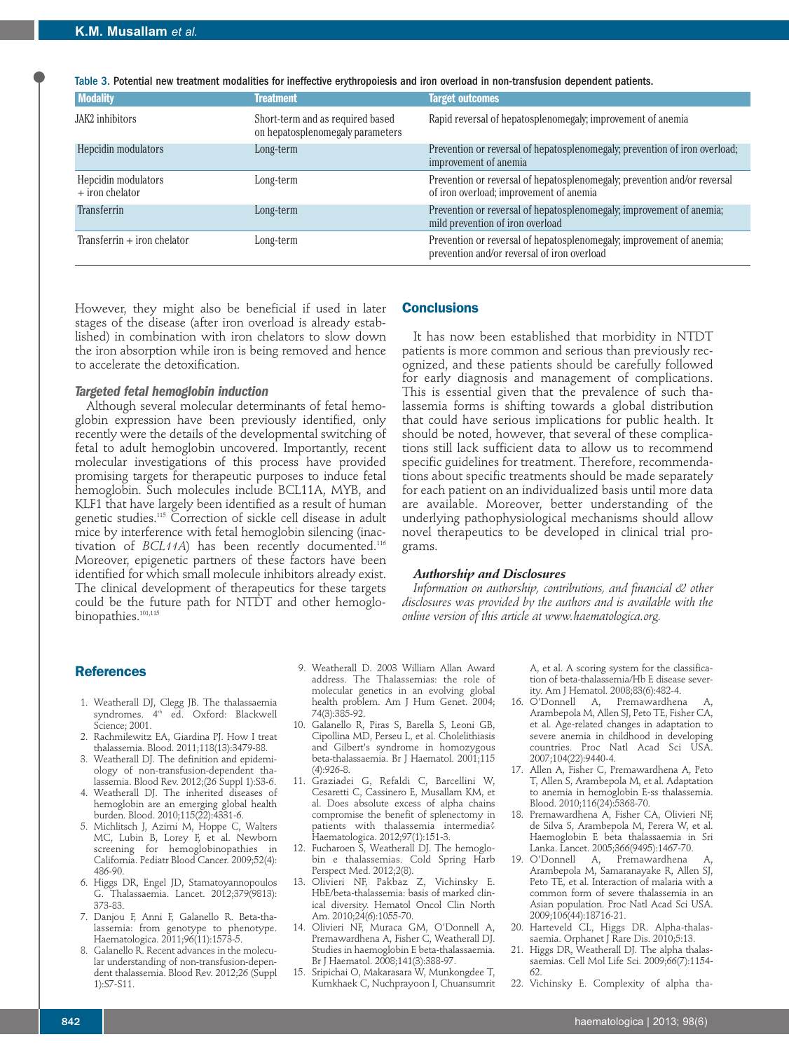Table 3. Potential new treatment modalities for ineffective erythropoiesis and iron overload in non-transfusion dependent patients.

| Modality | Treatment | Target outcomes |
|---|---|---|
| JAK2 inhibitors | Short-term and as required based on hepatosplenomegaly parameters | Rapid reversal of hepatosplenomegaly; improvement of anemia |
| Hepcidin modulators | Long-term | Prevention or reversal of hepatosplenomegaly; prevention of iron overload; improvement of anemia |
| Hepcidin modulators + iron chelator | Long-term | Prevention or reversal of hepatosplenomegaly; prevention and/or reversal of iron overload; improvement of anemia |
| Transferrin | Long-term | Prevention or reversal of hepatosplenomegaly; improvement of anemia; mild prevention of iron overload |
| Transferrin + iron chelator | Long-term | Prevention or reversal of hepatosplenomegaly; improvement of anemia; prevention and/or reversal of iron overload |

However, they might also be beneficial if used in later stages of the disease (after iron overload is already established) in combination with iron chelators to slow down the iron absorption while iron is being removed and hence to accelerate the detoxification.

### *Targeted fetal hemoglobin induction*

Although several molecular determinants of fetal hemoglobin expression have been previously identified, only recently were the details of the developmental switching of fetal to adult hemoglobin uncovered. Importantly, recent molecular investigations of this process have provided promising targets for therapeutic purposes to induce fetal hemoglobin. Such molecules include BCL11A, MYB, and KLF1 that have largely been identified as a result of human genetic studies.[115] Correction of sickle cell disease in adult mice by interference with fetal hemoglobin silencing (inactivation of *BCL11A*) has been recently documented.[116] Moreover, epigenetic partners of these factors have been identified for which small molecule inhibitors already exist. The clinical development of therapeutics for these targets could be the future path for NTDT and other hemoglobinopathies.[101,115]

## Conclusions

It has now been established that morbidity in NTDT patients is more common and serious than previously recognized, and these patients should be carefully followed for early diagnosis and management of complications. This is essential given that the prevalence of such thalassemia forms is shifting towards a global distribution that could have serious implications for public health. It should be noted, however, that several of these complications still lack sufficient data to allow us to recommend specific guidelines for treatment. Therefore, recommendations about specific treatments should be made separately for each patient on an individualized basis until more data are available. Moreover, better understanding of the underlying pathophysiological mechanisms should allow novel therapeutics to be developed in clinical trial programs.

### *Authorship and Disclosures*

*Information on authorship, contributions, and financial & other disclosures was provided by the authors and is available with the online version of this article at www.haematologica.org.*

## References

1. Weatherall DJ, Clegg JB. The thalassaemia syndromes. 4th ed. Oxford: Blackwell Science; 2001.
2. Rachmilewitz EA, Giardina PJ. How I treat thalassemia. Blood. 2011;118(13):3479-88.
3. Weatherall DJ. The definition and epidemiology of non-transfusion-dependent thalassemia. Blood Rev. 2012;(26 Suppl 1):S3-6.
4. Weatherall DJ. The inherited diseases of hemoglobin are an emerging global health burden. Blood. 2010;115(22):4331-6.
5. Michlitsch J, Azimi M, Hoppe C, Walters MC, Lubin B, Lorey F, et al. Newborn screening for hemoglobinopathies in California. Pediatr Blood Cancer. 2009;52(4):486-90.
6. Higgs DR, Engel JD, Stamatoyannopoulos G. Thalassaemia. Lancet. 2012;379(9813):373-83.
7. Danjou F, Anni F, Galanello R. Beta-thalassemia: from genotype to phenotype. Haematologica. 2011;96(11):1573-5.
8. Galanello R. Recent advances in the molecular understanding of non-transfusion-dependent thalassemia. Blood Rev. 2012;26 (Suppl 1):S7-S11.
9. Weatherall D. 2003 William Allan Award address. The Thalassemias: the role of molecular genetics in an evolving global health problem. Am J Hum Genet. 2004;74(3):385-92.
10. Galanello R, Piras S, Barella S, Leoni GB, Cipollina MD, Perseu L, et al. Cholelithiasis and Gilbert's syndrome in homozygous beta-thalassaemia. Br J Haematol. 2001;115(4):926-8.
11. Graziadei G, Refaldi C, Barcellini W, Cesaretti C, Cassinero E, Musallam KM, et al. Does absolute excess of alpha chains compromise the benefit of splenectomy in patients with thalassemia intermedia? Haematologica. 2012;97(1):151-3.
12. Fucharoen S, Weatherall DJ. The hemoglobin e thalassemias. Cold Spring Harb Perspect Med. 2012;2(8).
13. Olivieri NF, Pakbaz Z, Vichinsky E. HbE/beta-thalassemia: basis of marked clinical diversity. Hematol Oncol Clin North Am. 2010;24(6):1055-70.
14. Olivieri NF, Muraca GM, O'Donnell A, Premawardhena A, Fisher C, Weatherall DJ. Studies in haemoglobin E beta-thalassaemia. Br J Haematol. 2008;141(3):388-97.
15. Sripichai O, Makarasara W, Munkongdee T, Kumkhaek C, Nuchprayoon I, Chuansumrit A, et al. A scoring system for the classification of beta-thalassemia/Hb E disease severity. Am J Hematol. 2008;83(6):482-4.
16. O'Donnell A, Premawardhena A, Arambepola M, Allen SJ, Peto TE, Fisher CA, et al. Age-related changes in adaptation to severe anemia in childhood in developing countries. Proc Natl Acad Sci USA. 2007;104(22):9440-4.
17. Allen A, Fisher C, Premawardhena A, Peto T, Allen S, Arambepola M, et al. Adaptation to anemia in hemoglobin E-ss thalassemia. Blood. 2010;116(24):5368-70.
18. Premawardhena A, Fisher CA, Olivieri NF, de Silva S, Arambepola M, Perera W, et al. Haemoglobin E beta thalassaemia in Sri Lanka. Lancet. 2005;366(9495):1467-70.
19. O'Donnell A, Premawardhena A, Arambepola M, Samaranayake R, Allen SJ, Peto TE, et al. Interaction of malaria with a common form of severe thalassemia in an Asian population. Proc Natl Acad Sci USA. 2009;106(44):18716-21.
20. Harteveld CL, Higgs DR. Alpha-thalassaemia. Orphanet J Rare Dis. 2010;5:13.
21. Higgs DR, Weatherall DJ. The alpha thalassaemias. Cell Mol Life Sci. 2009;66(7):1154-62.
22. Vichinsky E. Complexity of alpha tha-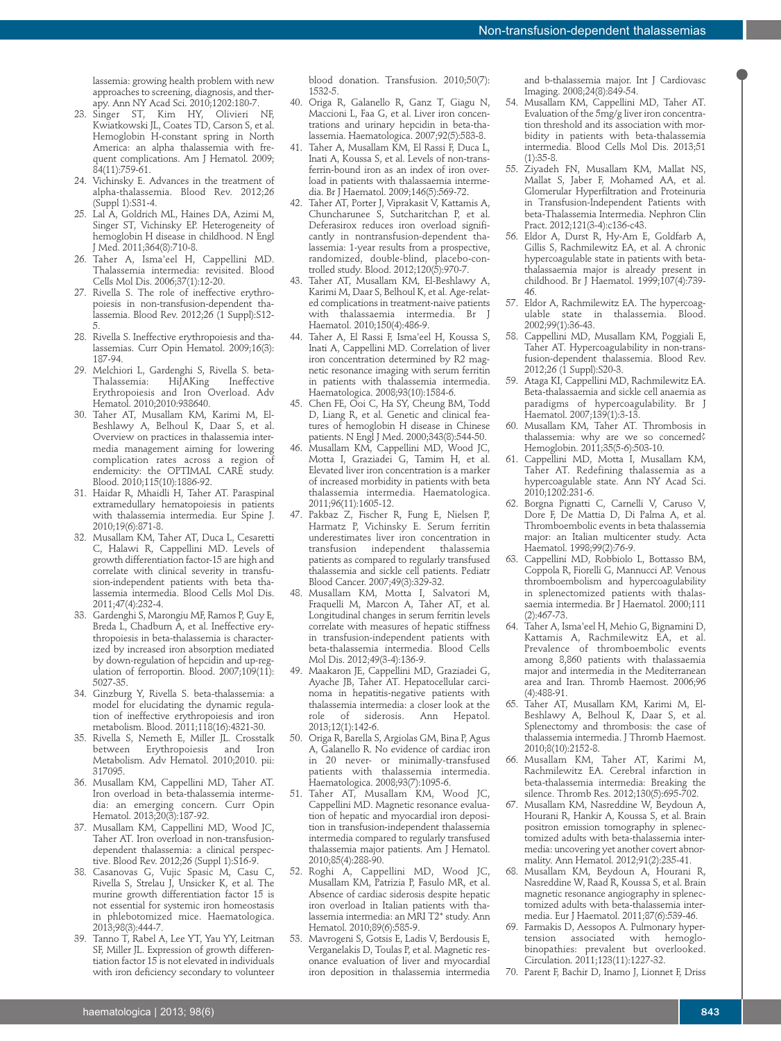lassemia: growing health problem with new approaches to screening, diagnosis, and therapy. Ann NY Acad Sci. 2010;1202:180-7.

23. Singer ST, Kim HY, Olivieri NF, Kwiatkowski JL, Coates TD, Carson S, et al. Hemoglobin H-constant spring in North America: an alpha thalassemia with frequent complications. Am J Hematol. 2009; 84(11):759-61.
24. Vichinsky E. Advances in the treatment of alpha-thalassemia. Blood Rev. 2012;26 (Suppl 1):S31-4.
25. Lal A, Goldrich ML, Haines DA, Azimi M, Singer ST, Vichinsky EP. Heterogeneity of hemoglobin H disease in childhood. N Engl J Med. 2011;364(8):710-8.
26. Taher A, Isma'eel H, Cappellini MD. Thalassemia intermedia: revisited. Blood Cells Mol Dis. 2006;37(1):12-20.
27. Rivella S. The role of ineffective erythropoiesis in non-transfusion-dependent thalassemia. Blood Rev. 2012;26 (1 Suppl):S12-5.
28. Rivella S. Ineffective erythropoiesis and thalassemias. Curr Opin Hematol. 2009;16(3): 187-94.
29. Melchiori L, Gardenghi S, Rivella S. beta-Thalassemia: HiJAKing Ineffective Erythropoiesis and Iron Overload. Adv Hematol. 2010;2010:938640.
30. Taher AT, Musallam KM, Karimi M, El-Beshlawy A, Belhoul K, Daar S, et al. Overview on practices in thalassemia intermedia management aiming for lowering complication rates across a region of endemicity: the OPTIMAL CARE study. Blood. 2010;115(10):1886-92.
31. Haidar R, Mhaidli H, Taher AT. Paraspinal extramedullary hematopoiesis in patients with thalassemia intermedia. Eur Spine J. 2010;19(6):871-8.
32. Musallam KM, Taher AT, Duca L, Cesaretti C, Halawi R, Cappellini MD. Levels of growth differentiation factor-15 are high and correlate with clinical severity in transfusion-independent patients with beta thalassemia intermedia. Blood Cells Mol Dis. 2011;47(4):232-4.
33. Gardenghi S, Marongiu MF, Ramos P, Guy E, Breda L, Chadburn A, et al. Ineffective erythropoiesis in beta-thalassemia is characterized by increased iron absorption mediated by down-regulation of hepcidin and up-regulation of ferroportin. Blood. 2007;109(11): 5027-35.
34. Ginzburg Y, Rivella S. beta-thalassemia: a model for elucidating the dynamic regulation of ineffective erythropoiesis and iron metabolism. Blood. 2011;118(16):4321-30.
35. Rivella S, Nemeth E, Miller JL. Crosstalk between Erythropoiesis and Iron Metabolism. Adv Hematol. 2010;2010. pii: 317095.
36. Musallam KM, Cappellini MD, Taher AT. Iron overload in beta-thalassemia intermedia: an emerging concern. Curr Opin Hematol. 2013;20(3):187-92.
37. Musallam KM, Cappellini MD, Wood JC, Taher AT. Iron overload in non-transfusion-dependent thalassemia: a clinical perspective. Blood Rev. 2012;26 (Suppl 1):S16-9.
38. Casanovas G, Vujic Spasic M, Casu C, Rivella S, Strelau J, Unsicker K, et al. The murine growth differentiation factor 15 is not essential for systemic iron homeostasis in phlebotomized mice. Haematologica. 2013;98(3):444-7.
39. Tanno T, Rabel A, Lee YT, Yau YY, Leitman SF, Miller JL. Expression of growth differentiation factor 15 is not elevated in individuals with iron deficiency secondary to volunteer blood donation. Transfusion. 2010;50(7): 1532-5.
40. Origa R, Galanello R, Ganz T, Giagu N, Maccioni L, Faa G, et al. Liver iron concentrations and urinary hepcidin in beta-thalassemia. Haematologica. 2007;92(5):583-8.
41. Taher A, Musallam KM, El Rassi F, Duca L, Inati A, Koussa S, et al. Levels of non-transferrin-bound iron as an index of iron overload in patients with thalassaemia intermedia. Br J Haematol. 2009;146(5):569-72.
42. Taher AT, Porter J, Viprakasit V, Kattamis A, Chuncharunee S, Sutcharitchan P, et al. Deferasirox reduces iron overload significantly in nontransfusion-dependent thalassemia: 1-year results from a prospective, randomized, double-blind, placebo-controlled study. Blood. 2012;120(5):970-7.
43. Taher AT, Musallam KM, El-Beshlawy A, Karimi M, Daar S, Belhoul K, et al. Age-related complications in treatment-naive patients with thalassaemia intermedia. Br J Haematol. 2010;150(4):486-9.
44. Taher A, El Rassi F, Isma'eel H, Koussa S, Inati A, Cappellini MD. Correlation of liver iron concentration determined by R2 magnetic resonance imaging with serum ferritin in patients with thalassemia intermedia. Haematologica. 2008;93(10):1584-6.
45. Chen FE, Ooi C, Ha SY, Cheung BM, Todd D, Liang R, et al. Genetic and clinical features of hemoglobin H disease in Chinese patients. N Engl J Med. 2000;343(8):544-50.
46. Musallam KM, Cappellini MD, Wood JC, Motta I, Graziadei G, Tamim H, et al. Elevated liver iron concentration is a marker of increased morbidity in patients with beta thalassemia intermedia. Haematologica. 2011;96(11):1605-12.
47. Pakbaz Z, Fischer R, Fung E, Nielsen P, Harmatz P, Vichinsky E. Serum ferritin underestimates liver iron concentration in transfusion independent thalassemia patients as compared to regularly transfused thalassemia and sickle cell patients. Pediatr Blood Cancer. 2007;49(3):329-32.
48. Musallam KM, Motta I, Salvatori M, Fraquelli M, Marcon A, Taher AT, et al. Longitudinal changes in serum ferritin levels correlate with measures of hepatic stiffness in transfusion-independent patients with beta-thalassemia intermedia. Blood Cells Mol Dis. 2012;49(3-4):136-9.
49. Maakaron JE, Cappellini MD, Graziadei G, Ayache JB, Taher AT. Hepatocellular carcinoma in hepatitis-negative patients with thalassemia intermedia: a closer look at the role of siderosis. Ann Hepatol. 2013;12(1):142-6.
50. Origa R, Barella S, Argiolas GM, Bina P, Agus A, Galanello R. No evidence of cardiac iron in 20 never- or minimally-transfused patients with thalassemia intermedia. Haematologica. 2008;93(7):1095-6.
51. Taher AT, Musallam KM, Wood JC, Cappellini MD. Magnetic resonance evaluation of hepatic and myocardial iron deposition in transfusion-independent thalassemia intermedia compared to regularly transfused thalassemia major patients. Am J Hematol. 2010;85(4):288-90.
52. Roghi A, Cappellini MD, Wood JC, Musallam KM, Patrizia P, Fasulo MR, et al. Absence of cardiac siderosis despite hepatic iron overload in Italian patients with thalassemia intermedia: an MRI T2* study. Ann Hematol. 2010;89(6):585-9.
53. Mavrogeni S, Gotsis E, Ladis V, Berdousis E, Verganelakis D, Toulas P, et al. Magnetic resonance evaluation of liver and myocardial iron deposition in thalassemia intermedia and b-thalassemia major. Int J Cardiovasc Imaging. 2008;24(8):849-54.
54. Musallam KM, Cappellini MD, Taher AT. Evaluation of the 5mg/g liver iron concentration threshold and its association with morbidity in patients with beta-thalassemia intermedia. Blood Cells Mol Dis. 2013;51 (1):35-8.
55. Ziyadeh FN, Musallam KM, Mallat NS, Mallat S, Jaber F, Mohamed AA, et al. Glomerular Hyperfiltration and Proteinuria in Transfusion-Independent Patients with beta-Thalassemia Intermedia. Nephron Clin Pract. 2012;121(3-4):c136-c43.
56. Eldor A, Durst R, Hy-Am E, Goldfarb A, Gillis S, Rachmilewitz EA, et al. A chronic hypercoagulable state in patients with beta-thalassaemia major is already present in childhood. Br J Haematol. 1999;107(4):739-46.
57. Eldor A, Rachmilewitz EA. The hypercoagulable state in thalassemia. Blood. 2002;99(1):36-43.
58. Cappellini MD, Musallam KM, Poggiali E, Taher AT. Hypercoagulability in non-transfusion-dependent thalassemia. Blood Rev. 2012;26 (1 Suppl):S20-3.
59. Ataga KI, Cappellini MD, Rachmilewitz EA. Beta-thalassaemia and sickle cell anaemia as paradigms of hypercoagulability. Br J Haematol. 2007;139(1):3-13.
60. Musallam KM, Taher AT. Thrombosis in thalassemia: why are we so concerned? Hemoglobin. 2011;35(5-6):503-10.
61. Cappellini MD, Motta I, Musallam KM, Taher AT. Redefining thalassemia as a hypercoagulable state. Ann NY Acad Sci. 2010;1202:231-6.
62. Borgna Pignatti C, Carnelli V, Caruso V, Dore F, De Mattia D, Di Palma A, et al. Thromboembolic events in beta thalassemia major: an Italian multicenter study. Acta Haematol. 1998;99(2):76-9.
63. Cappellini MD, Robbiolo L, Bottasso BM, Coppola R, Fiorelli G, Mannucci AP. Venous thromboembolism and hypercoagulability in splenectomized patients with thalassaemia intermedia. Br J Haematol. 2000;111 (2):467-73.
64. Taher A, Isma'eel H, Mehio G, Bignamini D, Kattamis A, Rachmilewitz EA, et al. Prevalence of thromboembolic events among 8,860 patients with thalassaemia major and intermedia in the Mediterranean area and Iran. Thromb Haemost. 2006;96 (4):488-91.
65. Taher AT, Musallam KM, Karimi M, El-Beshlawy A, Belhoul K, Daar S, et al. Splenectomy and thrombosis: the case of thalassemia intermedia. J Thromb Haemost. 2010;8(10):2152-8.
66. Musallam KM, Taher AT, Karimi M, Rachmilewitz EA. Cerebral infarction in beta-thalassemia intermedia: Breaking the silence. Thromb Res. 2012;130(5):695-702.
67. Musallam KM, Nasreddine W, Beydoun A, Hourani R, Hankir A, Koussa S, et al. Brain positron emission tomography in splenectomized adults with beta-thalassemia intermedia: uncovering yet another covert abnormality. Ann Hematol. 2012;91(2):235-41.
68. Musallam KM, Beydoun A, Hourani R, Nasreddine W, Raad R, Koussa S, et al. Brain magnetic resonance angiography in splenectomized adults with beta-thalassemia intermedia. Eur J Haematol. 2011;87(6):539-46.
69. Farmakis D, Aessopos A. Pulmonary hypertension associated with hemoglobinopathies: prevalent but overlooked. Circulation. 2011;123(11):1227-32.
70. Parent F, Bachir D, Inamo J, Lionnet F, Driss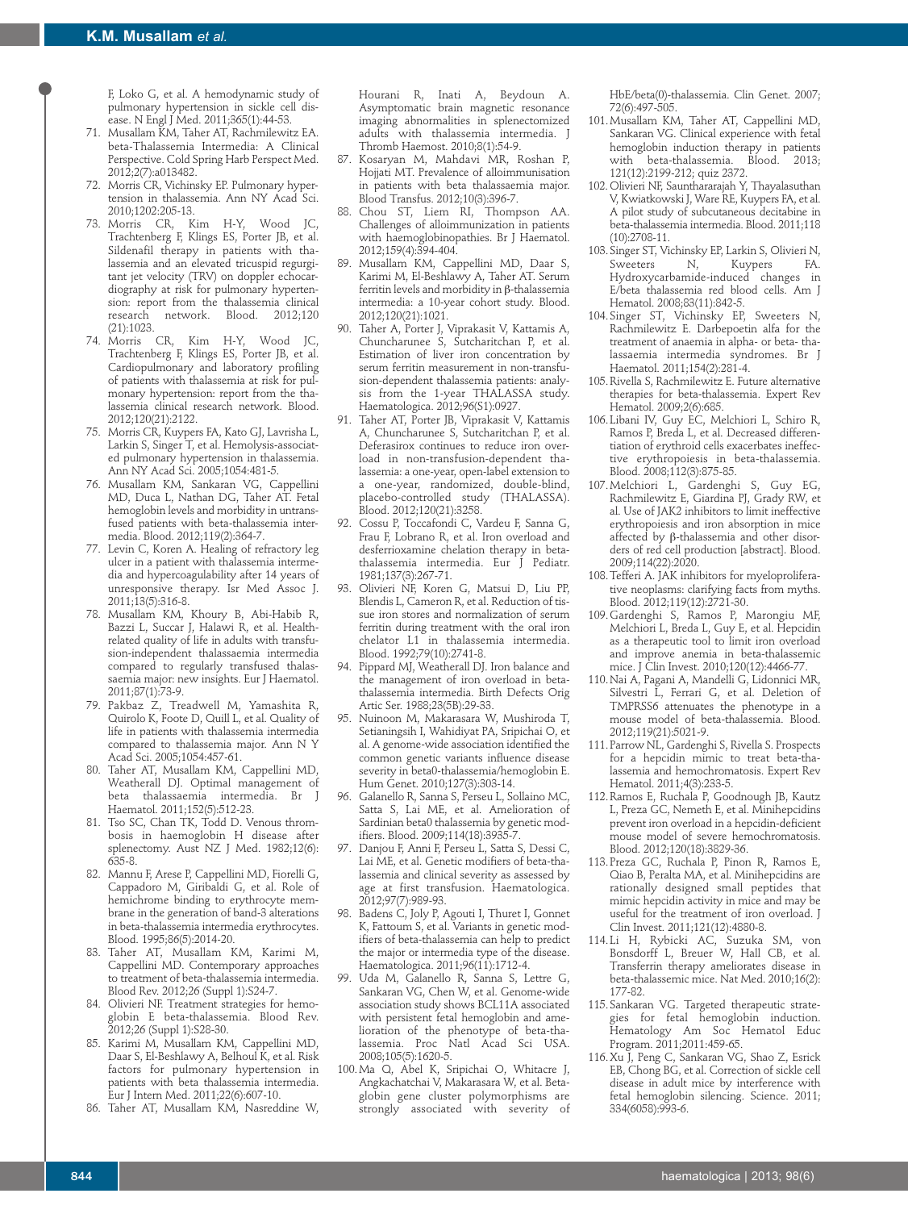F, Loko G, et al. A hemodynamic study of pulmonary hypertension in sickle cell disease. N Engl J Med. 2011;365(1):44-53.

71. Musallam KM, Taher AT, Rachmilewitz EA. beta-Thalassemia Intermedia: A Clinical Perspective. Cold Spring Harb Perspect Med. 2012;2(7):a013482.
72. Morris CR, Vichinsky EP. Pulmonary hypertension in thalassemia. Ann NY Acad Sci. 2010;1202:205-13.
73. Morris CR, Kim H-Y, Wood JC, Trachtenberg F, Klings ES, Porter JB, et al. Sildenafil therapy in patients with thalassemia and an elevated tricuspid regurgitant jet velocity (TRV) on doppler echocardiography at risk for pulmonary hypertension: report from the thalassemia clinical research network. Blood. 2012;120 (21):1023.
74. Morris CR, Kim H-Y, Wood JC, Trachtenberg F, Klings ES, Porter JB, et al. Cardiopulmonary and laboratory profiling of patients with thalassemia at risk for pulmonary hypertension: report from the thalassemia clinical research network. Blood. 2012;120(21):2122.
75. Morris CR, Kuypers FA, Kato GJ, Lavrisha L, Larkin S, Singer T, et al. Hemolysis-associated pulmonary hypertension in thalassemia. Ann NY Acad Sci. 2005;1054:481-5.
76. Musallam KM, Sankaran VG, Cappellini MD, Duca L, Nathan DG, Taher AT. Fetal hemoglobin levels and morbidity in untransfused patients with beta-thalassemia intermedia. Blood. 2012;119(2):364-7.
77. Levin C, Koren A. Healing of refractory leg ulcer in a patient with thalassemia intermedia and hypercoagulability after 14 years of unresponsive therapy. Isr Med Assoc J. 2011;13(5):316-8.
78. Musallam KM, Khoury B, Abi-Habib R, Bazzi L, Succar J, Halawi R, et al. Health-related quality of life in adults with transfusion-independent thalassaemia intermedia compared to regularly transfused thalassaemia major: new insights. Eur J Haematol. 2011;87(1):73-9.
79. Pakbaz Z, Treadwell M, Yamashita R, Quirolo K, Foote D, Quill L, et al. Quality of life in patients with thalassemia intermedia compared to thalassemia major. Ann N Y Acad Sci. 2005;1054:457-61.
80. Taher AT, Musallam KM, Cappellini MD, Weatherall DJ. Optimal management of beta thalassaemia intermedia. Br J Haematol. 2011;152(5):512-23.
81. Tso SC, Chan TK, Todd D. Venous thrombosis in haemoglobin H disease after splenectomy. Aust NZ J Med. 1982;12(6): 635-8.
82. Mannu F, Arese P, Cappellini MD, Fiorelli G, Cappadoro M, Giribaldi G, et al. Role of hemichrome binding to erythrocyte membrane in the generation of band-3 alterations in beta-thalassemia intermedia erythrocytes. Blood. 1995;86(5):2014-20.
83. Taher AT, Musallam KM, Karimi M, Cappellini MD. Contemporary approaches to treatment of beta-thalassemia intermedia. Blood Rev. 2012;26 (Suppl 1):S24-7.
84. Olivieri NF. Treatment strategies for hemoglobin E beta-thalassemia. Blood Rev. 2012;26 (Suppl 1):S28-30.
85. Karimi M, Musallam KM, Cappellini MD, Daar S, El-Beshlawy A, Belhoul K, et al. Risk factors for pulmonary hypertension in patients with beta thalassemia intermedia. Eur J Intern Med. 2011;22(6):607-10.
86. Taher AT, Musallam KM, Nasreddine W, Hourani R, Inati A, Beydoun A. Asymptomatic brain magnetic resonance imaging abnormalities in splenectomized adults with thalassemia intermedia. J Thromb Haemost. 2010;8(1):54-9.
87. Kosaryan M, Mahdavi MR, Roshan P, Hojjati MT. Prevalence of alloimmunisation in patients with beta thalassaemia major. Blood Transfus. 2012;10(3):396-7.
88. Chou ST, Liem RI, Thompson AA. Challenges of alloimmunization in patients with haemoglobinopathies. Br J Haematol. 2012;159(4):394-404.
89. Musallam KM, Cappellini MD, Daar S, Karimi M, El-Beshlawy A, Taher AT. Serum ferritin levels and morbidity in β-thalassemia intermedia: a 10-year cohort study. Blood. 2012;120(21):1021.
90. Taher A, Porter J, Viprakasit V, Kattamis A, Chuncharunee S, Sutcharitchan P, et al. Estimation of liver iron concentration by serum ferritin measurement in non-transfusion-dependent thalassemia patients: analysis from the 1-year THALASSA study. Haematologica. 2012;96(S1):0927.
91. Taher AT, Porter JB, Viprakasit V, Kattamis A, Chuncharunee S, Sutcharitchan P, et al. Deferasirox continues to reduce iron overload in non-transfusion-dependent thalassemia: a one-year, open-label extension to a one-year, randomized, double-blind, placebo-controlled study (THALASSA). Blood. 2012;120(21):3258.
92. Cossu P, Toccafondi C, Vardeu F, Sanna G, Frau F, Lobrano R, et al. Iron overload and desferrioxamine chelation therapy in beta-thalassemia intermedia. Eur J Pediatr. 1981;137(3):267-71.
93. Olivieri NF, Koren G, Matsui D, Liu PP, Blendis L, Cameron R, et al. Reduction of tissue iron stores and normalization of serum ferritin during treatment with the oral iron chelator L1 in thalassemia intermedia. Blood. 1992;79(10):2741-8.
94. Pippard MJ, Weatherall DJ. Iron balance and the management of iron overload in beta-thalassemia intermedia. Birth Defects Orig Artic Ser. 1988;23(5B):29-33.
95. Nuinoon M, Makarasara W, Mushiroda T, Setianingsih I, Wahidiyat PA, Sripichai O, et al. A genome-wide association identified the common genetic variants influence disease severity in beta0-thalassemia/hemoglobin E. Hum Genet. 2010;127(3):303-14.
96. Galanello R, Sanna S, Perseu L, Sollaino MC, Satta S, Lai ME, et al. Amelioration of Sardinian beta0 thalassemia by genetic modifiers. Blood. 2009;114(18):3935-7.
97. Danjou F, Anni F, Perseu L, Satta S, Dessi C, Lai ME, et al. Genetic modifiers of beta-thalassemia and clinical severity as assessed by age at first transfusion. Haematologica. 2012;97(7):989-93.
98. Badens C, Joly P, Agouti I, Thuret I, Gonnet K, Fattoum S, et al. Variants in genetic modifiers of beta-thalassemia can help to predict the major or intermedia type of the disease. Haematologica. 2011;96(11):1712-4.
99. Uda M, Galanello R, Sanna S, Lettre G, Sankaran VG, Chen W, et al. Genome-wide association study shows BCL11A associated with persistent fetal hemoglobin and amelioration of the phenotype of beta-thalassemia. Proc Natl Acad Sci USA. 2008;105(5):1620-5.
100. Ma Q, Abel K, Sripichai O, Whitacre J, Angkachatchai V, Makarasara W, et al. Beta-globin gene cluster polymorphisms are strongly associated with severity of HbE/beta(0)-thalassemia. Clin Genet. 2007;72(6):497-505.
101. Musallam KM, Taher AT, Cappellini MD, Sankaran VG. Clinical experience with fetal hemoglobin induction therapy in patients with beta-thalassemia. Blood. 2013;121(12):2199-212; quiz 2372.
102. Olivieri NF, Saunthararajah Y, Thayalasuthan V, Kwiatkowski J, Ware RE, Kuypers FA, et al. A pilot study of subcutaneous decitabine in beta-thalassemia intermedia. Blood. 2011;118 (10):2708-11.
103. Singer ST, Vichinsky EP, Larkin S, Olivieri N, Sweeters N, Kuypers FA. Hydroxycarbamide-induced changes in E/beta thalassemia red blood cells. Am J Hematol. 2008;83(11):842-5.
104. Singer ST, Vichinsky EP, Sweeters N, Rachmilewitz E. Darbepoetin alfa for the treatment of anaemia in alpha- or beta- thalassaemia intermedia syndromes. Br J Haematol. 2011;154(2):281-4.
105. Rivella S, Rachmilewitz E. Future alternative therapies for beta-thalassemia. Expert Rev Hematol. 2009;2(6):685.
106. Libani IV, Guy EC, Melchiori L, Schiro R, Ramos P, Breda L, et al. Decreased differentiation of erythroid cells exacerbates ineffective erythropoiesis in beta-thalassemia. Blood. 2008;112(3):875-85.
107. Melchiori L, Gardenghi S, Guy EG, Rachmilewitz E, Giardina PJ, Grady RW, et al. Use of JAK2 inhibitors to limit ineffective erythropoiesis and iron absorption in mice affected by β-thalassemia and other disorders of red cell production [abstract]. Blood. 2009;114(22):2020.
108. Tefferi A. JAK inhibitors for myeloproliferative neoplasms: clarifying facts from myths. Blood. 2012;119(12):2721-30.
109. Gardenghi S, Ramos P, Marongiu MF, Melchiori L, Breda L, Guy E, et al. Hepcidin as a therapeutic tool to limit iron overload and improve anemia in beta-thalassemic mice. J Clin Invest. 2010;120(12):4466-77.
110. Nai A, Pagani A, Mandelli G, Lidonnici MR, Silvestri L, Ferrari G, et al. Deletion of TMPRSS6 attenuates the phenotype in a mouse model of beta-thalassemia. Blood. 2012;119(21):5021-9.
111. Parrow NL, Gardenghi S, Rivella S. Prospects for a hepcidin mimic to treat beta-thalassemia and hemochromatosis. Expert Rev Hematol. 2011;4(3):233-5.
112. Ramos E, Ruchala P, Goodnough JB, Kautz L, Preza GC, Nemeth E, et al. Minihepcidins prevent iron overload in a hepcidin-deficient mouse model of severe hemochromatosis. Blood. 2012;120(18):3829-36.
113. Preza GC, Ruchala P, Pinon R, Ramos E, Qiao B, Peralta MA, et al. Minihepcidins are rationally designed small peptides that mimic hepcidin activity in mice and may be useful for the treatment of iron overload. J Clin Invest. 2011;121(12):4880-8.
114. Li H, Rybicki AC, Suzuka SM, von Bonsdorff L, Breuer W, Hall CB, et al. Transferrin therapy ameliorates disease in beta-thalassemic mice. Nat Med. 2010;16(2): 177-82.
115. Sankaran VG. Targeted therapeutic strategies for fetal hemoglobin induction. Hematology Am Soc Hematol Educ Program. 2011;2011:459-65.
116. Xu J, Peng C, Sankaran VG, Shao Z, Esrick EB, Chong BG, et al. Correction of sickle cell disease in adult mice by interference with fetal hemoglobin silencing. Science. 2011; 334(6058):993-6.